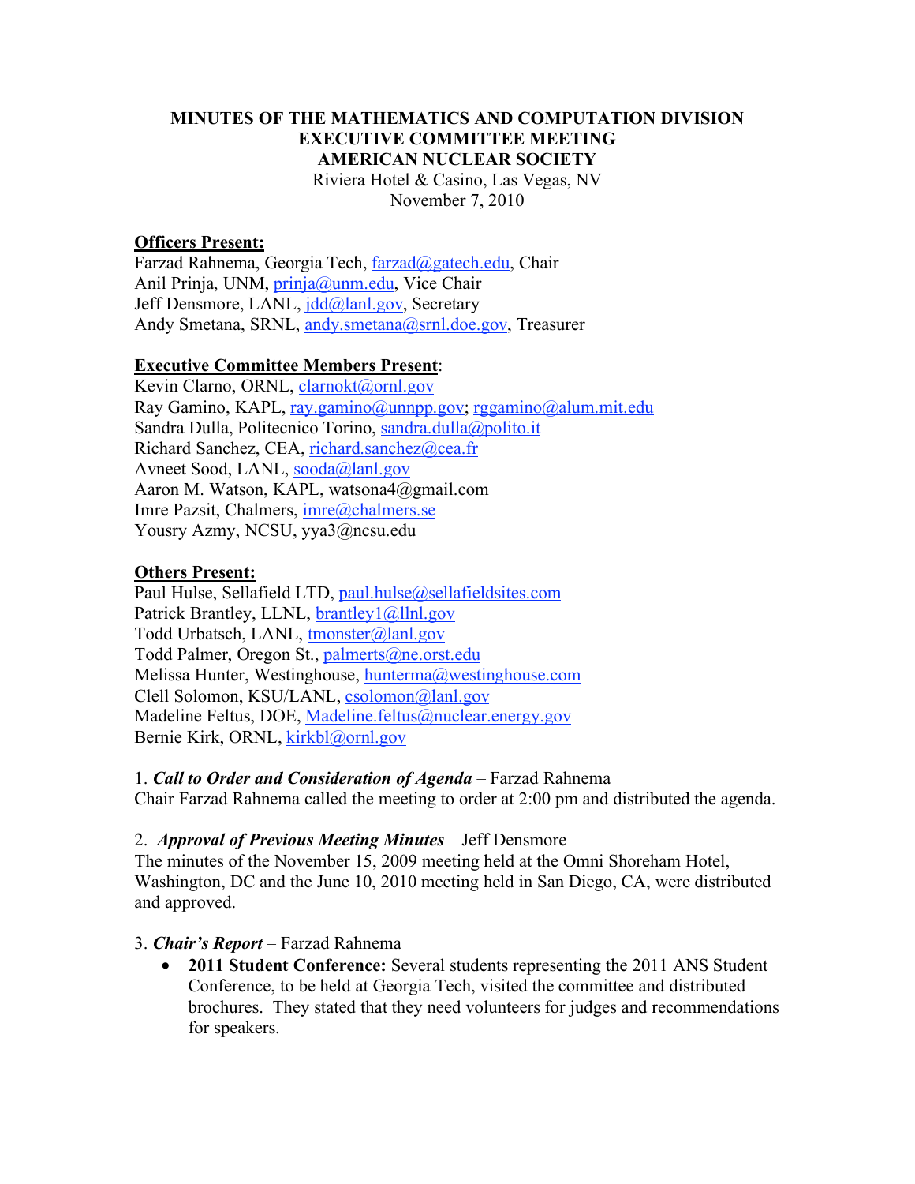# MINUTES OF THE MATHEMATICS AND COMPUTATION DIVISION EXECUTIVE COMMITTEE MEETING AMERICAN NUCLEAR SOCIETY

Riviera Hotel & Casino, Las Vegas, NV
November 7, 2010

**Officers Present:**
Farzad Rahnema, Georgia Tech, farzad@gatech.edu, Chair
Anil Prinja, UNM, prinja@unm.edu, Vice Chair
Jeff Densmore, LANL, jdd@lanl.gov, Secretary
Andy Smetana, SRNL, andy.smetana@srnl.doe.gov, Treasurer

**Executive Committee Members Present**:
Kevin Clarno, ORNL, clarnokt@ornl.gov
Ray Gamino, KAPL, ray.gamino@unnpp.gov; rggamino@alum.mit.edu
Sandra Dulla, Politecnico Torino, sandra.dulla@polito.it
Richard Sanchez, CEA, richard.sanchez@cea.fr
Avneet Sood, LANL, sooda@lanl.gov
Aaron M. Watson, KAPL, watsona4@gmail.com
Imre Pazsit, Chalmers, imre@chalmers.se
Yousry Azmy, NCSU, yya3@ncsu.edu

**Others Present:**
Paul Hulse, Sellafield LTD, paul.hulse@sellafieldsites.com
Patrick Brantley, LLNL, brantley1@llnl.gov
Todd Urbatsch, LANL, tmonster@lanl.gov
Todd Palmer, Oregon St., palmerts@ne.orst.edu
Melissa Hunter, Westinghouse, hunterma@westinghouse.com
Clell Solomon, KSU/LANL, csolomon@lanl.gov
Madeline Feltus, DOE, Madeline.feltus@nuclear.energy.gov
Bernie Kirk, ORNL, kirkbl@ornl.gov

1. ***Call to Order and Consideration of Agenda*** – Farzad Rahnema
Chair Farzad Rahnema called the meeting to order at 2:00 pm and distributed the agenda.

2. ***Approval of Previous Meeting Minutes*** – Jeff Densmore
The minutes of the November 15, 2009 meeting held at the Omni Shoreham Hotel, Washington, DC and the June 10, 2010 meeting held in San Diego, CA, were distributed and approved.

3. ***Chair's Report*** – Farzad Rahnema
   - **2011 Student Conference:** Several students representing the 2011 ANS Student Conference, to be held at Georgia Tech, visited the committee and distributed brochures. They stated that they need volunteers for judges and recommendations for speakers.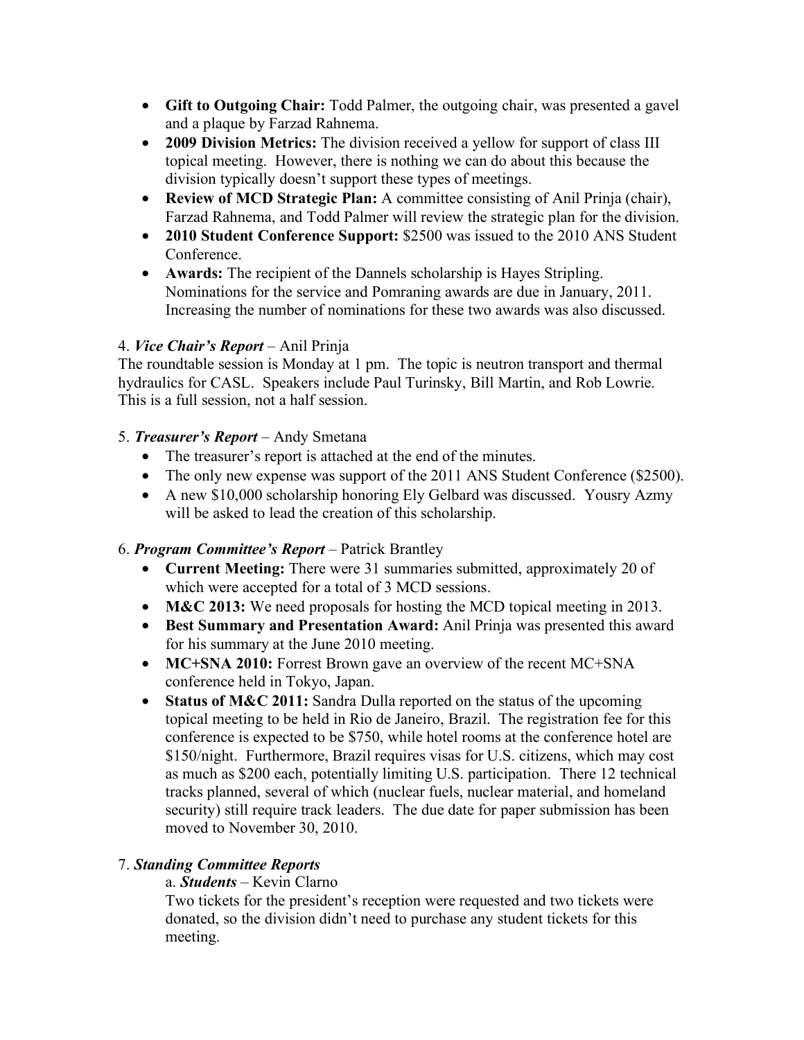- **Gift to Outgoing Chair:** Todd Palmer, the outgoing chair, was presented a gavel and a plaque by Farzad Rahnema.
- **2009 Division Metrics:** The division received a yellow for support of class III topical meeting. However, there is nothing we can do about this because the division typically doesn't support these types of meetings.
- **Review of MCD Strategic Plan:** A committee consisting of Anil Prinja (chair), Farzad Rahnema, and Todd Palmer will review the strategic plan for the division.
- **2010 Student Conference Support:** $2500 was issued to the 2010 ANS Student Conference.
- **Awards:** The recipient of the Dannels scholarship is Hayes Stripling. Nominations for the service and Pomraning awards are due in January, 2011. Increasing the number of nominations for these two awards was also discussed.

4. ***Vice Chair's Report*** – Anil Prinja

The roundtable session is Monday at 1 pm. The topic is neutron transport and thermal hydraulics for CASL. Speakers include Paul Turinsky, Bill Martin, and Rob Lowrie. This is a full session, not a half session.

5. ***Treasurer's Report*** – Andy Smetana

- The treasurer's report is attached at the end of the minutes.
- The only new expense was support of the 2011 ANS Student Conference ($2500).
- A new $10,000 scholarship honoring Ely Gelbard was discussed. Yousry Azmy will be asked to lead the creation of this scholarship.

6. ***Program Committee's Report*** – Patrick Brantley

- **Current Meeting:** There were 31 summaries submitted, approximately 20 of which were accepted for a total of 3 MCD sessions.
- **M&C 2013:** We need proposals for hosting the MCD topical meeting in 2013.
- **Best Summary and Presentation Award:** Anil Prinja was presented this award for his summary at the June 2010 meeting.
- **MC+SNA 2010:** Forrest Brown gave an overview of the recent MC+SNA conference held in Tokyo, Japan.
- **Status of M&C 2011:** Sandra Dulla reported on the status of the upcoming topical meeting to be held in Rio de Janeiro, Brazil. The registration fee for this conference is expected to be $750, while hotel rooms at the conference hotel are $150/night. Furthermore, Brazil requires visas for U.S. citizens, which may cost as much as $200 each, potentially limiting U.S. participation. There 12 technical tracks planned, several of which (nuclear fuels, nuclear material, and homeland security) still require track leaders. The due date for paper submission has been moved to November 30, 2010.

7. ***Standing Committee Reports***

a. ***Students*** – Kevin Clarno

Two tickets for the president's reception were requested and two tickets were donated, so the division didn't need to purchase any student tickets for this meeting.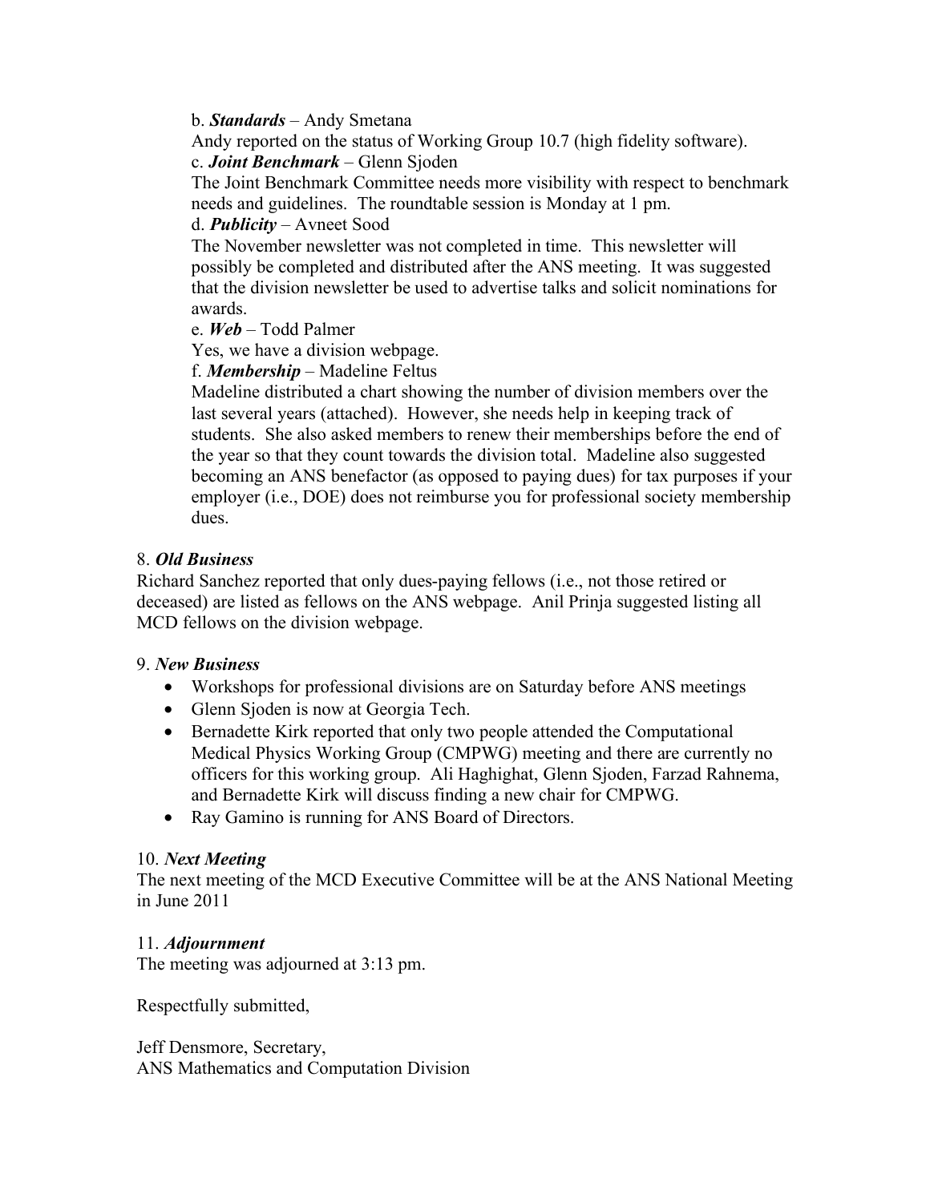b. ***Standards*** – Andy Smetana
Andy reported on the status of Working Group 10.7 (high fidelity software).

c. ***Joint Benchmark*** – Glenn Sjoden
The Joint Benchmark Committee needs more visibility with respect to benchmark needs and guidelines. The roundtable session is Monday at 1 pm.

d. ***Publicity*** – Avneet Sood
The November newsletter was not completed in time. This newsletter will possibly be completed and distributed after the ANS meeting. It was suggested that the division newsletter be used to advertise talks and solicit nominations for awards.

e. ***Web*** – Todd Palmer
Yes, we have a division webpage.

f. ***Membership*** – Madeline Feltus
Madeline distributed a chart showing the number of division members over the last several years (attached). However, she needs help in keeping track of students. She also asked members to renew their memberships before the end of the year so that they count towards the division total. Madeline also suggested becoming an ANS benefactor (as opposed to paying dues) for tax purposes if your employer (i.e., DOE) does not reimburse you for professional society membership dues.

8. ***Old Business***
Richard Sanchez reported that only dues-paying fellows (i.e., not those retired or deceased) are listed as fellows on the ANS webpage. Anil Prinja suggested listing all MCD fellows on the division webpage.

9. ***New Business***

- Workshops for professional divisions are on Saturday before ANS meetings
- Glenn Sjoden is now at Georgia Tech.
- Bernadette Kirk reported that only two people attended the Computational Medical Physics Working Group (CMPWG) meeting and there are currently no officers for this working group. Ali Haghighat, Glenn Sjoden, Farzad Rahnema, and Bernadette Kirk will discuss finding a new chair for CMPWG.
- Ray Gamino is running for ANS Board of Directors.

10. ***Next Meeting***
The next meeting of the MCD Executive Committee will be at the ANS National Meeting in June 2011

11. ***Adjournment***
The meeting was adjourned at 3:13 pm.

Respectfully submitted,

Jeff Densmore, Secretary,
ANS Mathematics and Computation Division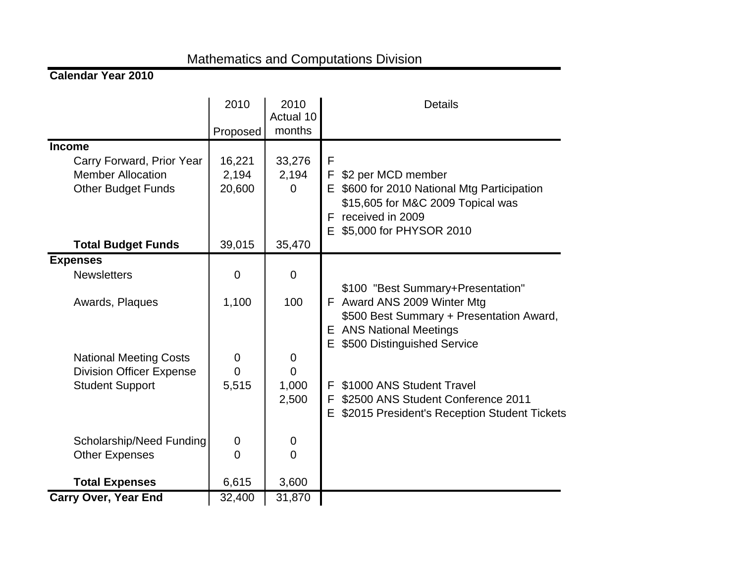# Mathematics and Computations Division

**Calendar Year 2010**

| | 2010 Proposed | 2010 Actual 10 months | | Details |
|---|---|---|---|---|
| **Income** | | | | |
| Carry Forward, Prior Year | 16,221 | 33,276 | F | |
| Member Allocation | 2,194 | 2,194 | F | $2 per MCD member |
| Other Budget Funds | 20,600 | 0 | E | $600 for 2010 National Mtg Participation |
| | | | F | $15,605 for M&C 2009 Topical was received in 2009 |
| | | | E | $5,000 for PHYSOR 2010 |
| **Total Budget Funds** | 39,015 | 35,470 | | |
| **Expenses** | | | | |
| Newsletters | 0 | 0 | | |
| Awards, Plaques | 1,100 | 100 | F | $100 "Best Summary+Presentation" Award ANS 2009 Winter Mtg |
| | | | E | $500 Best Summary + Presentation Award, ANS National Meetings |
| | | | E | $500 Distinguished Service |
| National Meeting Costs | 0 | 0 | | |
| Division Officer Expense | 0 | 0 | | |
| Student Support | 5,515 | 1,000 | F | $1000 ANS Student Travel |
| | | 2,500 | F | $2500 ANS Student Conference 2011 |
| | | | E | $2015 President's Reception Student Tickets |
| Scholarship/Need Funding | 0 | 0 | | |
| Other Expenses | 0 | 0 | | |
| **Total Expenses** | 6,615 | 3,600 | | |
| **Carry Over, Year End** | 32,400 | 31,870 | | |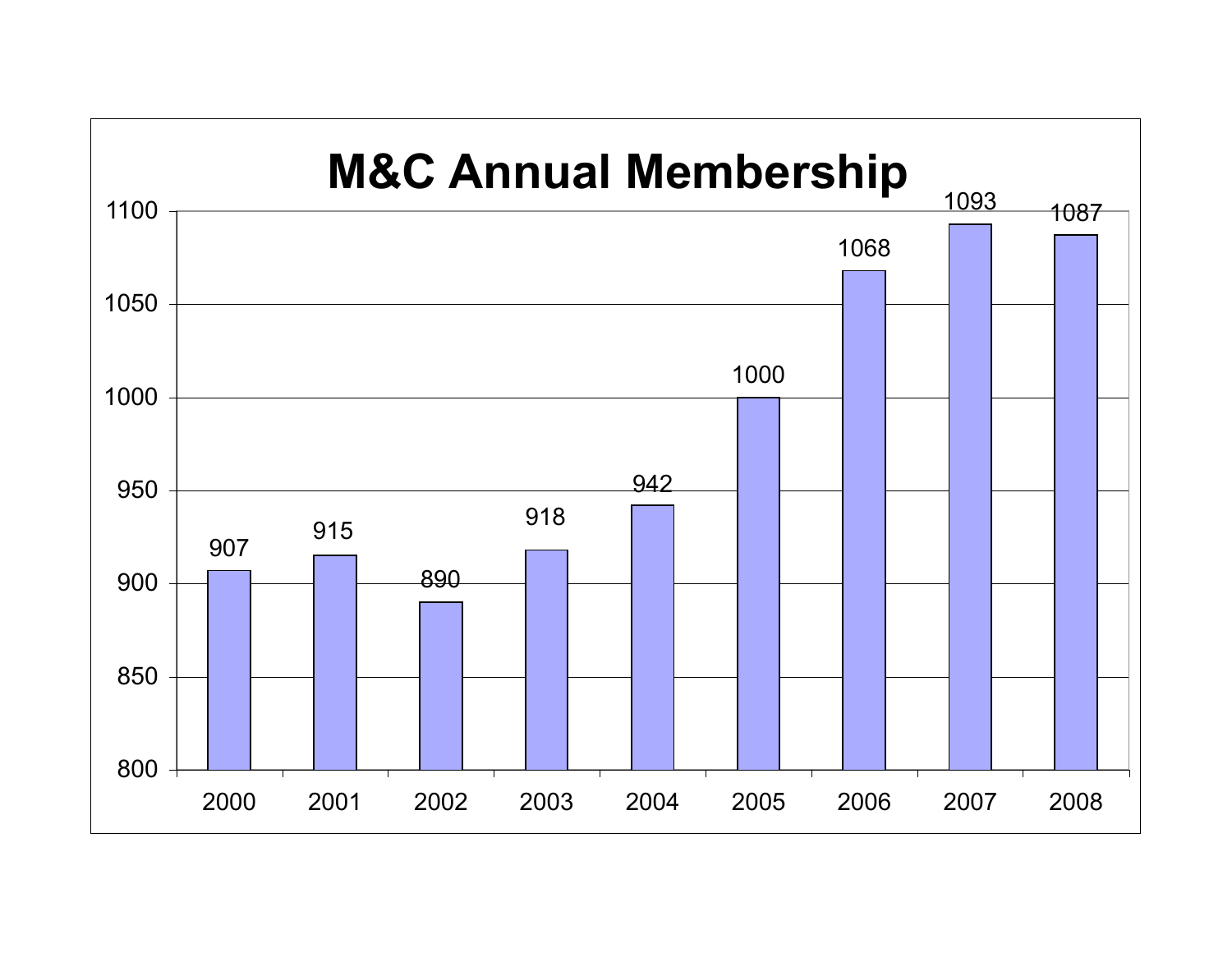# M&C Annual Membership

1100
1050
1000
950
900
850
800

907
915
890
918
942
1000
1068
1093
1087

2000
2001
2002
2003
2004
2005
2006
2007
2008